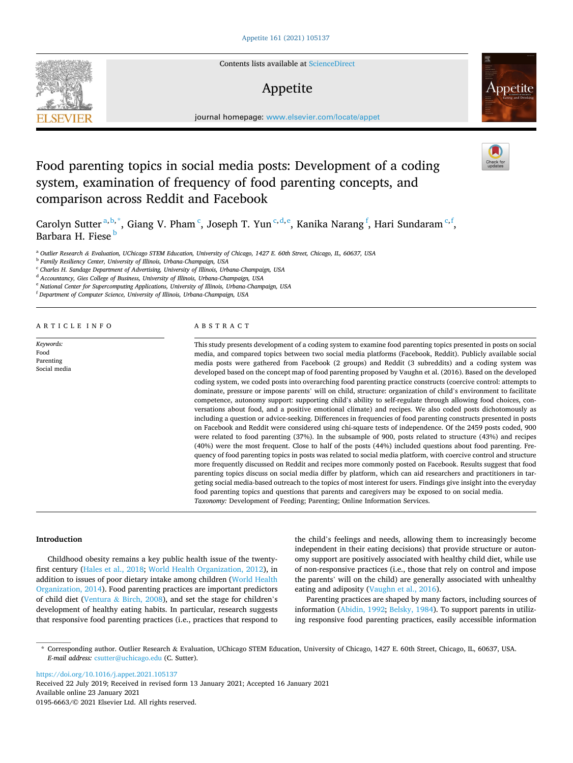# Food parenting topics in social media posts: Development of a coding system, examination of frequency of food parenting concepts, and comparison across Reddit and Facebook

Carolyn Sutter[a,b,*], Giang V. Pham[c], Joseph T. Yun[c,d,e], Kanika Narang[f], Hari Sundaram[c,f], Barbara H. Fiese[b]

[a] Outlier Research & Evaluation, UChicago STEM Education, University of Chicago, 1427 E. 60th Street, Chicago, IL, 60637, USA
[b] Family Resiliency Center, University of Illinois, Urbana-Champaign, USA
[c] Charles H. Sandage Department of Advertising, University of Illinois, Urbana-Champaign, USA
[d] Accountancy, Gies College of Business, University of Illinois, Urbana-Champaign, USA
[e] National Center for Supercomputing Applications, University of Illinois, Urbana-Champaign, USA
[f] Department of Computer Science, University of Illinois, Urbana-Champaign, USA

## ARTICLE INFO

*Keywords:*
Food
Parenting
Social media

## ABSTRACT

This study presents development of a coding system to examine food parenting topics presented in posts on social media, and compared topics between two social media platforms (Facebook, Reddit). Publicly available social media posts were gathered from Facebook (2 groups) and Reddit (3 subreddits) and a coding system was developed based on the concept map of food parenting proposed by Vaughn et al. (2016). Based on the developed coding system, we coded posts into overarching food parenting practice constructs (coercive control: attempts to dominate, pressure or impose parents' will on child, structure: organization of child's environment to facilitate competence, autonomy support: supporting child's ability to self-regulate through allowing food choices, conversations about food, and a positive emotional climate) and recipes. We also coded posts dichotomously as including a question or advice-seeking. Differences in frequencies of food parenting constructs presented in posts on Facebook and Reddit were considered using chi-square tests of independence. Of the 2459 posts coded, 900 were related to food parenting (37%). In the subsample of 900, posts related to structure (43%) and recipes (40%) were the most frequent. Close to half of the posts (44%) included questions about food parenting. Frequency of food parenting topics in posts was related to social media platform, with coercive control and structure more frequently discussed on Reddit and recipes more commonly posted on Facebook. Results suggest that food parenting topics discuss on social media differ by platform, which can aid researchers and practitioners in targeting social media-based outreach to the topics of most interest for users. Findings give insight into the everyday food parenting topics and questions that parents and caregivers may be exposed to on social media.
*Taxonomy:* Development of Feeding; Parenting; Online Information Services.

## Introduction

Childhood obesity remains a key public health issue of the twenty-first century (Hales et al., 2018; World Health Organization, 2012), in addition to issues of poor dietary intake among children (World Health Organization, 2014). Food parenting practices are important predictors of child diet (Ventura & Birch, 2008), and set the stage for children's development of healthy eating habits. In particular, research suggests that responsive food parenting practices (i.e., practices that respond to the child's feelings and needs, allowing them to increasingly become independent in their eating decisions) that provide structure or autonomy support are positively associated with healthy child diet, while use of non-responsive practices (i.e., those that rely on control and impose the parents' will on the child) are generally associated with unhealthy eating and adiposity (Vaughn et al., 2016).

Parenting practices are shaped by many factors, including sources of information (Abidin, 1992; Belsky, 1984). To support parents in utilizing responsive food parenting practices, easily accessible information

* Corresponding author. Outlier Research & Evaluation, UChicago STEM Education, University of Chicago, 1427 E. 60th Street, Chicago, IL, 60637, USA.
*E-mail address:* csutter@uchicago.edu (C. Sutter).

https://doi.org/10.1016/j.appet.2021.105137
Received 22 July 2019; Received in revised form 13 January 2021; Accepted 16 January 2021
Available online 23 January 2021
0195-6663/© 2021 Elsevier Ltd. All rights reserved.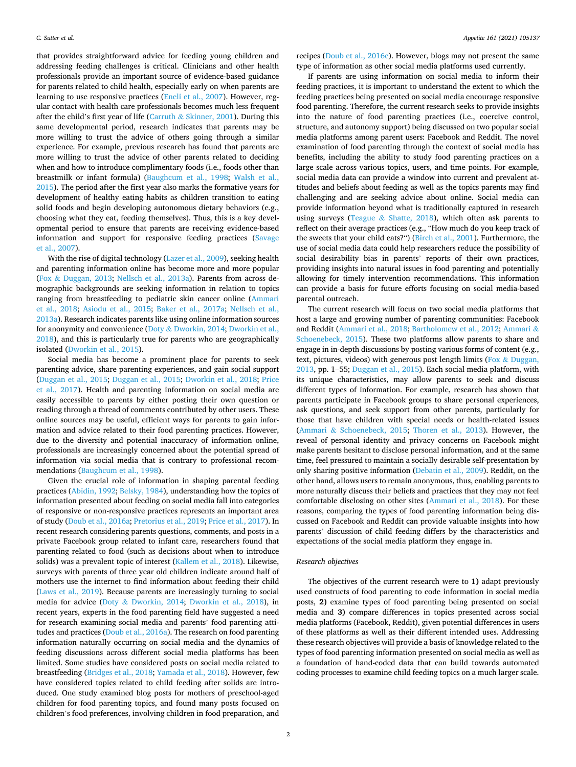that provides straightforward advice for feeding young children and addressing feeding challenges is critical. Clinicians and other health professionals provide an important source of evidence-based guidance for parents related to child health, especially early on when parents are learning to use responsive practices (Eneli et al., 2007). However, regular contact with health care professionals becomes much less frequent after the child's first year of life (Carruth & Skinner, 2001). During this same developmental period, research indicates that parents may be more willing to trust the advice of others going through a similar experience. For example, previous research has found that parents are more willing to trust the advice of other parents related to deciding when and how to introduce complimentary foods (i.e., foods other than breastmilk or infant formula) (Baughcum et al., 1998; Walsh et al., 2015). The period after the first year also marks the formative years for development of healthy eating habits as children transition to eating solid foods and begin developing autonomous dietary behaviors (e.g., choosing what they eat, feeding themselves). Thus, this is a key developmental period to ensure that parents are receiving evidence-based information and support for responsive feeding practices (Savage et al., 2007).

With the rise of digital technology (Lazer et al., 2009), seeking health and parenting information online has become more and more popular (Fox & Duggan, 2013; Nellsch et al., 2013a). Parents from across demographic backgrounds are seeking information in relation to topics ranging from breastfeeding to pediatric skin cancer online (Ammari et al., 2018; Asiodu et al., 2015; Baker et al., 2017a; Nellsch et al., 2013a). Research indicates parents like using online information sources for anonymity and convenience (Doty & Dworkin, 2014; Dworkin et al., 2018), and this is particularly true for parents who are geographically isolated (Dworkin et al., 2015).

Social media has become a prominent place for parents to seek parenting advice, share parenting experiences, and gain social support (Duggan et al., 2015; Duggan et al., 2015; Dworkin et al., 2018; Price et al., 2017). Health and parenting information on social media are easily accessible to parents by either posting their own question or reading through a thread of comments contributed by other users. These online sources may be useful, efficient ways for parents to gain information and advice related to their food parenting practices. However, due to the diversity and potential inaccuracy of information online, professionals are increasingly concerned about the potential spread of information via social media that is contrary to professional recommendations (Baughcum et al., 1998).

Given the crucial role of information in shaping parental feeding practices (Abidin, 1992; Belsky, 1984), understanding how the topics of information presented about feeding on social media fall into categories of responsive or non-responsive practices represents an important area of study (Doub et al., 2016a; Pretorius et al., 2019; Price et al., 2017). In recent research considering parents questions, comments, and posts in a private Facebook group related to infant care, researchers found that parenting related to food (such as decisions about when to introduce solids) was a prevalent topic of interest (Kallem et al., 2018). Likewise, surveys with parents of three year old children indicate around half of mothers use the internet to find information about feeding their child (Laws et al., 2019). Because parents are increasingly turning to social media for advice (Doty & Dworkin, 2014; Dworkin et al., 2018), in recent years, experts in the food parenting field have suggested a need for research examining social media and parents' food parenting attitudes and practices (Doub et al., 2016a). The research on food parenting information naturally occurring on social media and the dynamics of feeding discussions across different social media platforms has been limited. Some studies have considered posts on social media related to breastfeeding (Bridges et al., 2018; Yamada et al., 2018). However, few have considered topics related to child feeding after solids are introduced. One study examined blog posts for mothers of preschool-aged children for food parenting topics, and found many posts focused on children's food preferences, involving children in food preparation, and recipes (Doub et al., 2016c). However, blogs may not present the same type of information as other social media platforms used currently.

If parents are using information on social media to inform their feeding practices, it is important to understand the extent to which the feeding practices being presented on social media encourage responsive food parenting. Therefore, the current research seeks to provide insights into the nature of food parenting practices (i.e., coercive control, structure, and autonomy support) being discussed on two popular social media platforms among parent users: Facebook and Reddit. The novel examination of food parenting through the context of social media has benefits, including the ability to study food parenting practices on a large scale across various topics, users, and time points. For example, social media data can provide a window into current and prevalent attitudes and beliefs about feeding as well as the topics parents may find challenging and are seeking advice about online. Social media can provide information beyond what is traditionally captured in research using surveys (Teague & Shatte, 2018), which often ask parents to reflect on their average practices (e.g., "How much do you keep track of the sweets that your child eats?") (Birch et al., 2001). Furthermore, the use of social media data could help researchers reduce the possibility of social desirability bias in parents' reports of their own practices, providing insights into natural issues in food parenting and potentially allowing for timely intervention recommendations. This information can provide a basis for future efforts focusing on social media-based parental outreach.

The current research will focus on two social media platforms that host a large and growing number of parenting communities: Facebook and Reddit (Ammari et al., 2018; Bartholomew et al., 2012; Ammari & Schoenebeck, 2015). These two platforms allow parents to share and engage in in-depth discussions by posting various forms of content (e.g., text, pictures, videos) with generous post length limits (Fox & Duggan, 2013, pp. 1–55; Duggan et al., 2015). Each social media platform, with its unique characteristics, may allow parents to seek and discuss different types of information. For example, research has shown that parents participate in Facebook groups to share personal experiences, ask questions, and seek support from other parents, particularly for those that have children with special needs or health-related issues (Ammari & Schoenebeck, 2015; Thoren et al., 2013). However, the reveal of personal identity and privacy concerns on Facebook might make parents hesitant to disclose personal information, and at the same time, feel pressured to maintain a socially desirable self-presentation by only sharing positive information (Debatin et al., 2009). Reddit, on the other hand, allows users to remain anonymous, thus, enabling parents to more naturally discuss their beliefs and practices that they may not feel comfortable disclosing on other sites (Ammari et al., 2018). For these reasons, comparing the types of food parenting information being discussed on Facebook and Reddit can provide valuable insights into how parents' discussion of child feeding differs by the characteristics and expectations of the social media platform they engage in.

### *Research objectives*

The objectives of the current research were to **1)** adapt previously used constructs of food parenting to code information in social media posts, **2)** examine types of food parenting being presented on social media and **3)** compare differences in topics presented across social media platforms (Facebook, Reddit), given potential differences in users of these platforms as well as their different intended uses. Addressing these research objectives will provide a basis of knowledge related to the types of food parenting information presented on social media as well as a foundation of hand-coded data that can build towards automated coding processes to examine child feeding topics on a much larger scale.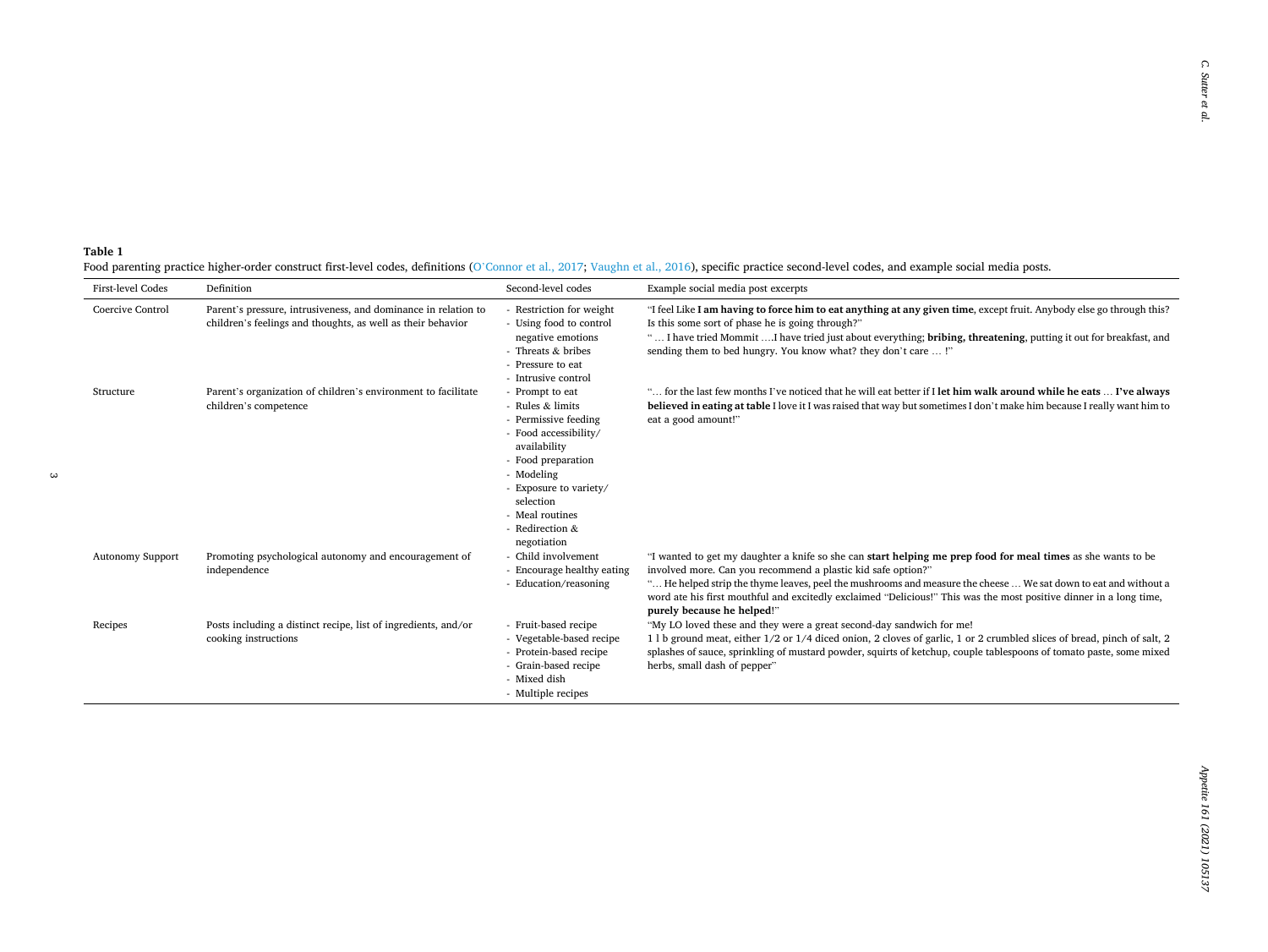**Table 1**

Food parenting practice higher-order construct first-level codes, definitions (O'Connor et al., 2017; Vaughn et al., 2016), specific practice second-level codes, and example social media posts.

| First-level Codes | Definition | Second-level codes | Example social media post excerpts |
|---|---|---|---|
| Coercive Control | Parent's pressure, intrusiveness, and dominance in relation to children's feelings and thoughts, as well as their behavior | - Restriction for weight<br>- Using food to control negative emotions<br>- Threats & bribes<br>- Pressure to eat<br>- Intrusive control | "I feel Like **I am having to force him to eat anything at any given time**, except fruit. Anybody else go through this? Is this some sort of phase he is going through?"<br>" … I have tried Mommit ….I have tried just about everything; **bribing, threatening**, putting it out for breakfast, and sending them to bed hungry. You know what? they don't care … !" |
| Structure | Parent's organization of children's environment to facilitate children's competence | - Prompt to eat<br>- Rules & limits<br>- Permissive feeding<br>- Food accessibility/ availability<br>- Food preparation<br>- Modeling<br>- Exposure to variety/ selection<br>- Meal routines<br>- Redirection & negotiation | "… for the last few months I've noticed that he will eat better if I **let him walk around while he eats** … **I've always believed in eating at table** I love it I was raised that way but sometimes I don't make him because I really want him to eat a good amount!" |
| Autonomy Support | Promoting psychological autonomy and encouragement of independence | - Child involvement<br>- Encourage healthy eating<br>- Education/reasoning | "I wanted to get my daughter a knife so she can **start helping me prep food for meal times** as she wants to be involved more. Can you recommend a plastic kid safe option?"<br>"… He helped strip the thyme leaves, peel the mushrooms and measure the cheese … We sat down to eat and without a word ate his first mouthful and excitedly exclaimed "Delicious!" This was the most positive dinner in a long time, **purely because he helped**!" |
| Recipes | Posts including a distinct recipe, list of ingredients, and/or cooking instructions | - Fruit-based recipe<br>- Vegetable-based recipe<br>- Protein-based recipe<br>- Grain-based recipe<br>- Mixed dish<br>- Multiple recipes | "My LO loved these and they were a great second-day sandwich for me!<br>1 l b ground meat, either 1/2 or 1/4 diced onion, 2 cloves of garlic, 1 or 2 crumbled slices of bread, pinch of salt, 2 splashes of sauce, sprinkling of mustard powder, squirts of ketchup, couple tablespoons of tomato paste, some mixed herbs, small dash of pepper" |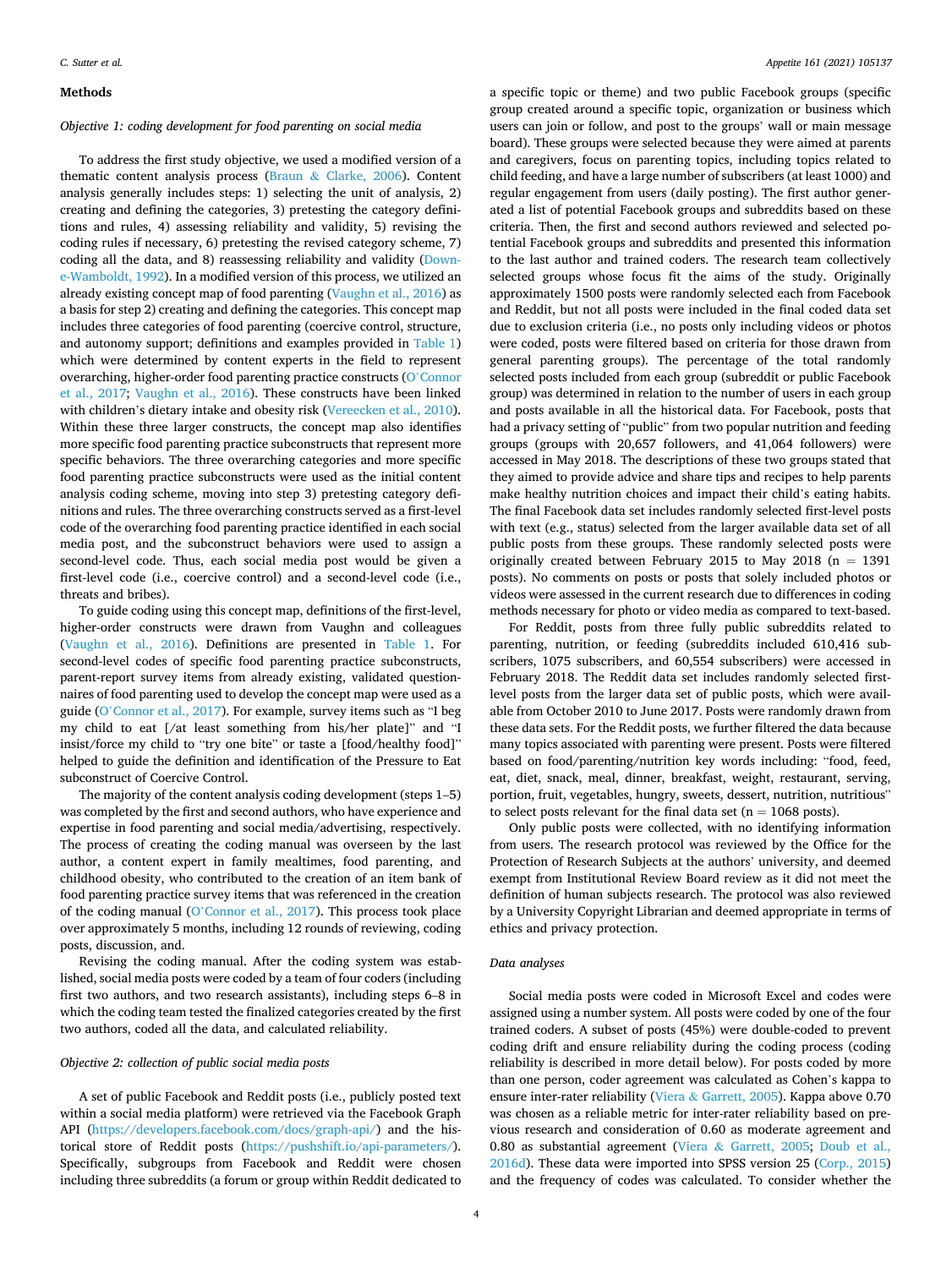## Methods

### *Objective 1: coding development for food parenting on social media*

To address the first study objective, we used a modified version of a thematic content analysis process (Braun & Clarke, 2006). Content analysis generally includes steps: 1) selecting the unit of analysis, 2) creating and defining the categories, 3) pretesting the category definitions and rules, 4) assessing reliability and validity, 5) revising the coding rules if necessary, 6) pretesting the revised category scheme, 7) coding all the data, and 8) reassessing reliability and validity (Downe-Wamboldt, 1992). In a modified version of this process, we utilized an already existing concept map of food parenting (Vaughn et al., 2016) as a basis for step 2) creating and defining the categories. This concept map includes three categories of food parenting (coercive control, structure, and autonomy support; definitions and examples provided in Table 1) which were determined by content experts in the field to represent overarching, higher-order food parenting practice constructs (O'Connor et al., 2017; Vaughn et al., 2016). These constructs have been linked with children's dietary intake and obesity risk (Vereecken et al., 2010). Within these three larger constructs, the concept map also identifies more specific food parenting practice subconstructs that represent more specific behaviors. The three overarching categories and more specific food parenting practice subconstructs were used as the initial content analysis coding scheme, moving into step 3) pretesting category definitions and rules. The three overarching constructs served as a first-level code of the overarching food parenting practice identified in each social media post, and the subconstruct behaviors were used to assign a second-level code. Thus, each social media post would be given a first-level code (i.e., coercive control) and a second-level code (i.e., threats and bribes).

To guide coding using this concept map, definitions of the first-level, higher-order constructs were drawn from Vaughn and colleagues (Vaughn et al., 2016). Definitions are presented in Table 1. For second-level codes of specific food parenting practice subconstructs, parent-report survey items from already existing, validated questionnaires of food parenting used to develop the concept map were used as a guide (O'Connor et al., 2017). For example, survey items such as "I beg my child to eat [/at least something from his/her plate]" and "I insist/force my child to "try one bite" or taste a [food/healthy food]" helped to guide the definition and identification of the Pressure to Eat subconstruct of Coercive Control.

The majority of the content analysis coding development (steps 1–5) was completed by the first and second authors, who have experience and expertise in food parenting and social media/advertising, respectively. The process of creating the coding manual was overseen by the last author, a content expert in family mealtimes, food parenting, and childhood obesity, who contributed to the creation of an item bank of food parenting practice survey items that was referenced in the creation of the coding manual (O'Connor et al., 2017). This process took place over approximately 5 months, including 12 rounds of reviewing, coding posts, discussion, and.

Revising the coding manual. After the coding system was established, social media posts were coded by a team of four coders (including first two authors, and two research assistants), including steps 6–8 in which the coding team tested the finalized categories created by the first two authors, coded all the data, and calculated reliability.

### *Objective 2: collection of public social media posts*

A set of public Facebook and Reddit posts (i.e., publicly posted text within a social media platform) were retrieved via the Facebook Graph API (https://developers.facebook.com/docs/graph-api/) and the historical store of Reddit posts (https://pushshift.io/api-parameters/). Specifically, subgroups from Facebook and Reddit were chosen including three subreddits (a forum or group within Reddit dedicated to a specific topic or theme) and two public Facebook groups (specific group created around a specific topic, organization or business which users can join or follow, and post to the groups' wall or main message board). These groups were selected because they were aimed at parents and caregivers, focus on parenting topics, including topics related to child feeding, and have a large number of subscribers (at least 1000) and regular engagement from users (daily posting). The first author generated a list of potential Facebook groups and subreddits based on these criteria. Then, the first and second authors reviewed and selected potential Facebook groups and subreddits and presented this information to the last author and trained coders. The research team collectively selected groups whose focus fit the aims of the study. Originally approximately 1500 posts were randomly selected each from Facebook and Reddit, but not all posts were included in the final coded data set due to exclusion criteria (i.e., no posts only including videos or photos were coded, posts were filtered based on criteria for those drawn from general parenting groups). The percentage of the total randomly selected posts included from each group (subreddit or public Facebook group) was determined in relation to the number of users in each group and posts available in all the historical data. For Facebook, posts that had a privacy setting of "public" from two popular nutrition and feeding groups (groups with 20,657 followers, and 41,064 followers) were accessed in May 2018. The descriptions of these two groups stated that they aimed to provide advice and share tips and recipes to help parents make healthy nutrition choices and impact their child's eating habits. The final Facebook data set includes randomly selected first-level posts with text (e.g., status) selected from the larger available data set of all public posts from these groups. These randomly selected posts were originally created between February 2015 to May 2018 ($n = 1391$ posts). No comments on posts or posts that solely included photos or videos were assessed in the current research due to differences in coding methods necessary for photo or video media as compared to text-based.

For Reddit, posts from three fully public subreddits related to parenting, nutrition, or feeding (subreddits included 610,416 subscribers, 1075 subscribers, and 60,554 subscribers) were accessed in February 2018. The Reddit data set includes randomly selected first-level posts from the larger data set of public posts, which were available from October 2010 to June 2017. Posts were randomly drawn from these data sets. For the Reddit posts, we further filtered the data because many topics associated with parenting were present. Posts were filtered based on food/parenting/nutrition key words including: "food, feed, eat, diet, snack, meal, dinner, breakfast, weight, restaurant, serving, portion, fruit, vegetables, hungry, sweets, dessert, nutrition, nutritious" to select posts relevant for the final data set ($n = 1068$ posts).

Only public posts were collected, with no identifying information from users. The research protocol was reviewed by the Office for the Protection of Research Subjects at the authors' university, and deemed exempt from Institutional Review Board review as it did not meet the definition of human subjects research. The protocol was also reviewed by a University Copyright Librarian and deemed appropriate in terms of ethics and privacy protection.

### *Data analyses*

Social media posts were coded in Microsoft Excel and codes were assigned using a number system. All posts were coded by one of the four trained coders. A subset of posts (45%) were double-coded to prevent coding drift and ensure reliability during the coding process (coding reliability is described in more detail below). For posts coded by more than one person, coder agreement was calculated as Cohen's kappa to ensure inter-rater reliability (Viera & Garrett, 2005). Kappa above 0.70 was chosen as a reliable metric for inter-rater reliability based on previous research and consideration of 0.60 as moderate agreement and 0.80 as substantial agreement (Viera & Garrett, 2005; Doub et al., 2016d). These data were imported into SPSS version 25 (Corp., 2015) and the frequency of codes was calculated. To consider whether the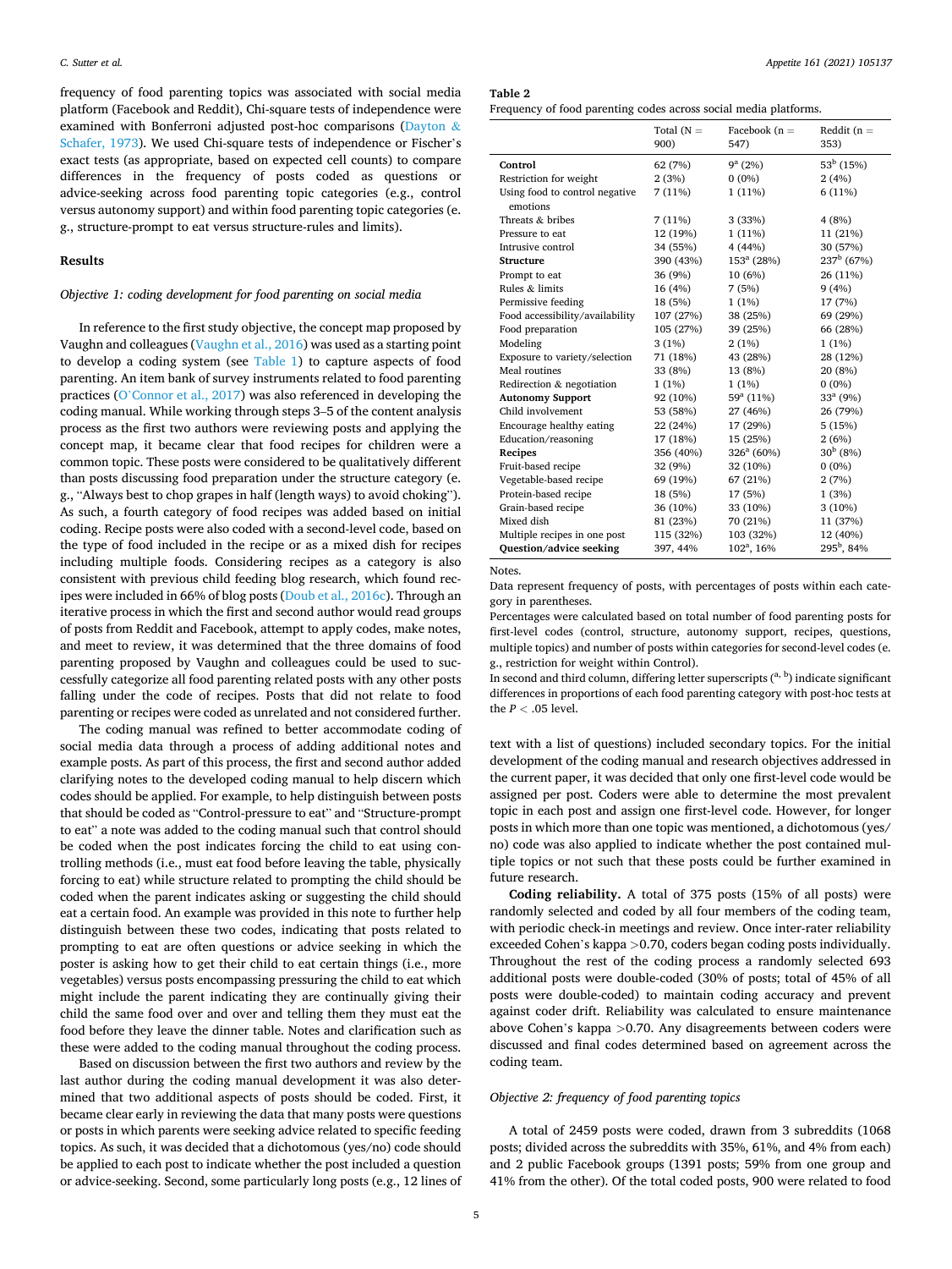frequency of food parenting topics was associated with social media platform (Facebook and Reddit), Chi-square tests of independence were examined with Bonferroni adjusted post-hoc comparisons (Dayton & Schafer, 1973). We used Chi-square tests of independence or Fischer's exact tests (as appropriate, based on expected cell counts) to compare differences in the frequency of posts coded as questions or advice-seeking across food parenting topic categories (e.g., control versus autonomy support) and within food parenting topic categories (e.g., structure-prompt to eat versus structure-rules and limits).

## Results

### *Objective 1: coding development for food parenting on social media*

In reference to the first study objective, the concept map proposed by Vaughn and colleagues (Vaughn et al., 2016) was used as a starting point to develop a coding system (see Table 1) to capture aspects of food parenting. An item bank of survey instruments related to food parenting practices (O'Connor et al., 2017) was also referenced in developing the coding manual. While working through steps 3–5 of the content analysis process as the first two authors were reviewing posts and applying the concept map, it became clear that food recipes for children were a common topic. These posts were considered to be qualitatively different than posts discussing food preparation under the structure category (e.g., "Always best to chop grapes in half (length ways) to avoid choking"). As such, a fourth category of food recipes was added based on initial coding. Recipe posts were also coded with a second-level code, based on the type of food included in the recipe or as a mixed dish for recipes including multiple foods. Considering recipes as a category is also consistent with previous child feeding blog research, which found recipes were included in 66% of blog posts (Doub et al., 2016c). Through an iterative process in which the first and second author would read groups of posts from Reddit and Facebook, attempt to apply codes, make notes, and meet to review, it was determined that the three domains of food parenting proposed by Vaughn and colleagues could be used to successfully categorize all food parenting related posts with any other posts falling under the code of recipes. Posts that did not relate to food parenting or recipes were coded as unrelated and not considered further.

The coding manual was refined to better accommodate coding of social media data through a process of adding additional notes and example posts. As part of this process, the first and second author added clarifying notes to the developed coding manual to help discern which codes should be applied. For example, to help distinguish between posts that should be coded as "Control-pressure to eat" and "Structure-prompt to eat" a note was added to the coding manual such that control should be coded when the post indicates forcing the child to eat using controlling methods (i.e., must eat food before leaving the table, physically forcing to eat) while structure related to prompting the child should be coded when the parent indicates asking or suggesting the child should eat a certain food. An example was provided in this note to further help distinguish between these two codes, indicating that posts related to prompting to eat are often questions or advice seeking in which the poster is asking how to get their child to eat certain things (i.e., more vegetables) versus posts encompassing pressuring the child to eat which might include the parent indicating they are continually giving their child the same food over and over and telling them they must eat the food before they leave the dinner table. Notes and clarification such as these were added to the coding manual throughout the coding process.

Based on discussion between the first two authors and review by the last author during the coding manual development it was also determined that two additional aspects of posts should be coded. First, it became clear early in reviewing the data that many posts were questions or posts in which parents were seeking advice related to specific feeding topics. As such, it was decided that a dichotomous (yes/no) code should be applied to each post to indicate whether the post included a question or advice-seeking. Second, some particularly long posts (e.g., 12 lines of text with a list of questions) included secondary topics. For the initial development of the coding manual and research objectives addressed in the current paper, it was decided that only one first-level code would be assigned per post. Coders were able to determine the most prevalent topic in each post and assign one first-level code. However, for longer posts in which more than one topic was mentioned, a dichotomous (yes/no) code was also applied to indicate whether the post contained multiple topics or not such that these posts could be further examined in future research.

**Table 2**
Frequency of food parenting codes across social media platforms.

| | Total (N = 900) | Facebook (n = 547) | Reddit (n = 353) |
|---|---|---|---|
| **Control** | 62 (7%) | 9[a] (2%) | 53[b] (15%) |
| Restriction for weight | 2 (3%) | 0 (0%) | 2 (4%) |
| Using food to control negative emotions | 7 (11%) | 1 (11%) | 6 (11%) |
| Threats & bribes | 7 (11%) | 3 (33%) | 4 (8%) |
| Pressure to eat | 12 (19%) | 1 (11%) | 11 (21%) |
| Intrusive control | 34 (55%) | 4 (44%) | 30 (57%) |
| **Structure** | 390 (43%) | 153[a] (28%) | 237[b] (67%) |
| Prompt to eat | 36 (9%) | 10 (6%) | 26 (11%) |
| Rules & limits | 16 (4%) | 7 (5%) | 9 (4%) |
| Permissive feeding | 18 (5%) | 1 (1%) | 17 (7%) |
| Food accessibility/availability | 107 (27%) | 38 (25%) | 69 (29%) |
| Food preparation | 105 (27%) | 39 (25%) | 66 (28%) |
| Modeling | 3 (1%) | 2 (1%) | 1 (1%) |
| Exposure to variety/selection | 71 (18%) | 43 (28%) | 28 (12%) |
| Meal routines | 33 (8%) | 13 (8%) | 20 (8%) |
| Redirection & negotiation | 1 (1%) | 1 (1%) | 0 (0%) |
| **Autonomy Support** | 92 (10%) | 59[a] (11%) | 33[a] (9%) |
| Child involvement | 53 (58%) | 27 (46%) | 26 (79%) |
| Encourage healthy eating | 22 (24%) | 17 (29%) | 5 (15%) |
| Education/reasoning | 17 (18%) | 15 (25%) | 2 (6%) |
| **Recipes** | 356 (40%) | 326[a] (60%) | 30[b] (8%) |
| Fruit-based recipe | 32 (9%) | 32 (10%) | 0 (0%) |
| Vegetable-based recipe | 69 (19%) | 67 (21%) | 2 (7%) |
| Protein-based recipe | 18 (5%) | 17 (5%) | 1 (3%) |
| Grain-based recipe | 36 (10%) | 33 (10%) | 3 (10%) |
| Mixed dish | 81 (23%) | 70 (21%) | 11 (37%) |
| Multiple recipes in one post | 115 (32%) | 103 (32%) | 12 (40%) |
| **Question/advice seeking** | 397, 44% | 102[a], 16% | 295[b], 84% |

Notes.
Data represent frequency of posts, with percentages of posts within each category in parentheses.
Percentages were calculated based on total number of food parenting posts for first-level codes (control, structure, autonomy support, recipes, questions, multiple topics) and number of posts within categories for second-level codes (e.g., restriction for weight within Control).
In second and third column, differing letter superscripts ([a, b]) indicate significant differences in proportions of each food parenting category with post-hoc tests at the $P < .05$ level.

**Coding reliability.** A total of 375 posts (15% of all posts) were randomly selected and coded by all four members of the coding team, with periodic check-in meetings and review. Once inter-rater reliability exceeded Cohen's kappa >0.70, coders began coding posts individually. Throughout the rest of the coding process a randomly selected 693 additional posts were double-coded (30% of posts; total of 45% of all posts were double-coded) to maintain coding accuracy and prevent against coder drift. Reliability was calculated to ensure maintenance above Cohen's kappa >0.70. Any disagreements between coders were discussed and final codes determined based on agreement across the coding team.

### *Objective 2: frequency of food parenting topics*

A total of 2459 posts were coded, drawn from 3 subreddits (1068 posts; divided across the subreddits with 35%, 61%, and 4% from each) and 2 public Facebook groups (1391 posts; 59% from one group and 41% from the other). Of the total coded posts, 900 were related to food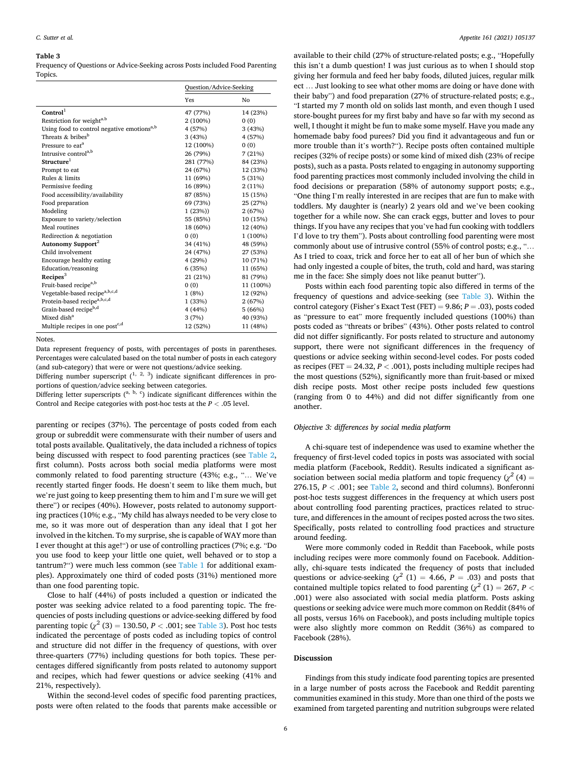**Table 3**
Frequency of Questions or Advice-Seeking across Posts included Food Parenting Topics.

| | Question/Advice-Seeking | |
|---|---|---|
| | Yes | No |
| **Control**[1] | 47 (77%) | 14 (23%) |
| Restriction for weight[a,b] | 2 (100%) | 0 (0) |
| Using food to control negative emotions[a,b] | 4 (57%) | 3 (43%) |
| Threats & bribes[b] | 3 (43%) | 4 (57%) |
| Pressure to eat[a] | 12 (100%) | 0 (0) |
| Intrusive control[a,b] | 26 (79%) | 7 (21%) |
| **Structure**[1] | 281 (77%) | 84 (23%) |
| Prompt to eat | 24 (67%) | 12 (33%) |
| Rules & limits | 11 (69%) | 5 (31%) |
| Permissive feeding | 16 (89%) | 2 (11%) |
| Food accessibility/availability | 87 (85%) | 15 (15%) |
| Food preparation | 69 (73%) | 25 (27%) |
| Modeling | 1 (23%)) | 2 (67%) |
| Exposure to variety/selection | 55 (85%) | 10 (15%) |
| Meal routines | 18 (60%) | 12 (40%) |
| Redirection & negotiation | 0 (0) | 1 (100%) |
| **Autonomy Support**[2] | 34 (41%) | 48 (59%) |
| Child involvement | 24 (47%) | 27 (53%) |
| Encourage healthy eating | 4 (29%) | 10 (71%) |
| Education/reasoning | 6 (35%) | 11 (65%) |
| **Recipes**[3] | 21 (21%) | 81 (79%) |
| Fruit-based recipe[a,b] | 0 (0) | 11 (100%) |
| Vegetable-based recipe[a,b,c,d] | 1 (8%) | 12 (92%) |
| Protein-based recipe[a,b,c,d] | 1 (33%) | 2 (67%) |
| Grain-based recipe[b,d] | 4 (44%) | 5 (66%) |
| Mixed dish[a] | 3 (7%) | 40 (93%) |
| Multiple recipes in one post[c,d] | 12 (52%) | 11 (48%) |

Notes.
Data represent frequency of posts, with percentages of posts in parentheses. Percentages were calculated based on the total number of posts in each category (and sub-category) that were or were not questions/advice seeking.
Differing number superscript ([1, 2, 3]) indicate significant differences in proportions of question/advice seeking between categories.
Differing letter superscripts ([a, b, c]) indicate significant differences within the Control and Recipe categories with post-hoc tests at the $P < .05$ level.

parenting or recipes (37%). The percentage of posts coded from each group or subreddit were commensurate with their number of users and total posts available. Qualitatively, the data included a richness of topics being discussed with respect to food parenting practices (see Table 2, first column). Posts across both social media platforms were most commonly related to food parenting structure (43%; e.g., "… We've recently started finger foods. He doesn't seem to like them much, but we're just going to keep presenting them to him and I'm sure we will get there") or recipes (40%). However, posts related to autonomy supporting practices (10%; e.g., "My child has always needed to be very close to me, so it was more out of desperation than any ideal that I got her involved in the kitchen. To my surprise, she is capable of WAY more than I ever thought at this age!") or use of controlling practices (7%; e.g. "Do you use food to keep your little one quiet, well behaved or to stop a tantrum?") were much less common (see Table 1 for additional examples). Approximately one third of coded posts (31%) mentioned more than one food parenting topic.

Close to half (44%) of posts included a question or indicated the poster was seeking advice related to a food parenting topic. The frequencies of posts including questions or advice-seeking differed by food parenting topic ($\chi^2$ (3) = 130.50, $P < .001$; see Table 3). Post hoc tests indicated the percentage of posts coded as including topics of control and structure did not differ in the frequency of questions, with over three-quarters (77%) including questions for both topics. These percentages differed significantly from posts related to autonomy support and recipes, which had fewer questions or advice seeking (41% and 21%, respectively).

Within the second-level codes of specific food parenting practices, posts were often related to the foods that parents make accessible or available to their child (27% of structure-related posts; e.g., "Hopefully this isn't a dumb question! I was just curious as to when I should stop giving her formula and feed her baby foods, diluted juices, regular milk ect … Just looking to see what other moms are doing or have done with their baby") and food preparation (27% of structure-related posts; e.g., "I started my 7 month old on solids last month, and even though I used store-bought purees for my first baby and have so far with my second as well, I thought it might be fun to make some myself. Have you made any homemade baby food purees? Did you find it advantageous and fun or more trouble than it's worth?"). Recipe posts often contained multiple recipes (32% of recipe posts) or some kind of mixed dish (23% of recipe posts), such as a pasta. Posts related to engaging in autonomy supporting food parenting practices most commonly included involving the child in food decisions or preparation (58% of autonomy support posts; e.g., "One thing I'm really interested in are recipes that are fun to make with toddlers. My daughter is (nearly) 2 years old and we've been cooking together for a while now. She can crack eggs, butter and loves to pour things. If you have any recipes that you've had fun cooking with toddlers I'd love to try them"). Posts about controlling food parenting were most commonly about use of intrusive control (55% of control posts; e.g., "… As I tried to coax, trick and force her to eat all of her bun of which she had only ingested a couple of bites, the truth, cold and hard, was staring me in the face: She simply does not like peanut butter").

Posts within each food parenting topic also differed in terms of the frequency of questions and advice-seeking (see Table 3). Within the control category (Fisher's Exact Test (FET) = 9.86; $P = .03$), posts coded as "pressure to eat" more frequently included questions (100%) than posts coded as "threats or bribes" (43%). Other posts related to control did not differ significantly. For posts related to structure and autonomy support, there were not significant differences in the frequency of questions or advice seeking within second-level codes. For posts coded as recipes (FET = 24.32, $P < .001$), posts including multiple recipes had the most questions (52%), significantly more than fruit-based or mixed dish recipe posts. Most other recipe posts included few questions (ranging from 0 to 44%) and did not differ significantly from one another.

*Objective 3: differences by social media platform*

A chi-square test of independence was used to examine whether the frequency of first-level coded topics in posts was associated with social media platform (Facebook, Reddit). Results indicated a significant association between social media platform and topic frequency ($\chi^2$ (4) = 276.15, $P < .001$; see Table 2, second and third columns). Bonferroni post-hoc tests suggest differences in the frequency at which users post about controlling food parenting practices, practices related to structure, and differences in the amount of recipes posted across the two sites. Specifically, posts related to controlling food practices and structure around feeding.

Were more commonly coded in Reddit than Facebook, while posts including recipes were more commonly found on Facebook. Additionally, chi-square tests indicated the frequency of posts that included questions or advice-seeking ($\chi^2$ (1) = 4.66, $P = .03$) and posts that contained multiple topics related to food parenting ($\chi^2$ (1) = 267, $P < .001$) were also associated with social media platform. Posts asking questions or seeking advice were much more common on Reddit (84% of all posts, versus 16% on Facebook), and posts including multiple topics were also slightly more common on Reddit (36%) as compared to Facebook (28%).

## Discussion

Findings from this study indicate food parenting topics are presented in a large number of posts across the Facebook and Reddit parenting communities examined in this study. More than one third of the posts we examined from targeted parenting and nutrition subgroups were related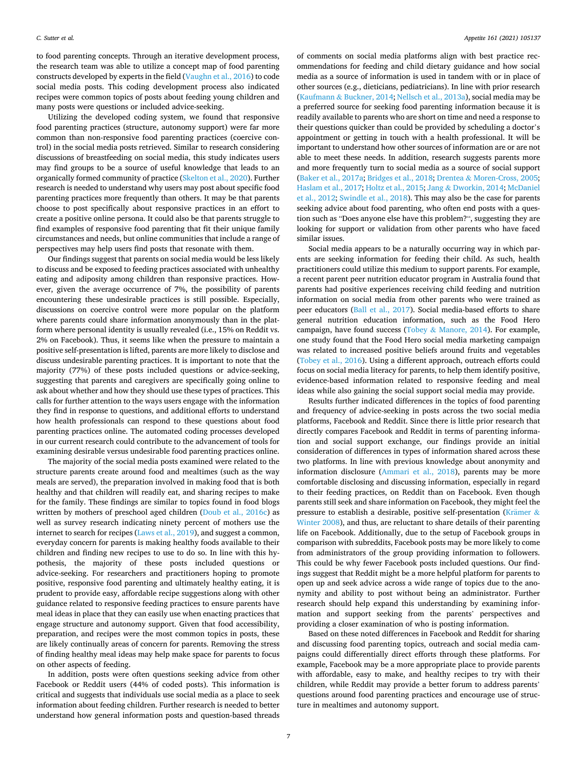to food parenting concepts. Through an iterative development process, the research team was able to utilize a concept map of food parenting constructs developed by experts in the field (Vaughn et al., 2016) to code social media posts. This coding development process also indicated recipes were common topics of posts about feeding young children and many posts were questions or included advice-seeking.

Utilizing the developed coding system, we found that responsive food parenting practices (structure, autonomy support) were far more common than non-responsive food parenting practices (coercive control) in the social media posts retrieved. Similar to research considering discussions of breastfeeding on social media, this study indicates users may find groups to be a source of useful knowledge that leads to an organically formed community of practice (Skelton et al., 2020). Further research is needed to understand why users may post about specific food parenting practices more frequently than others. It may be that parents choose to post specifically about responsive practices in an effort to create a positive online persona. It could also be that parents struggle to find examples of responsive food parenting that fit their unique family circumstances and needs, but online communities that include a range of perspectives may help users find posts that resonate with them.

Our findings suggest that parents on social media would be less likely to discuss and be exposed to feeding practices associated with unhealthy eating and adiposity among children than responsive practices. However, given the average occurrence of 7%, the possibility of parents encountering these undesirable practices is still possible. Especially, discussions on coercive control were more popular on the platform where parents could share information anonymously than in the platform where personal identity is usually revealed (i.e., 15% on Reddit vs. 2% on Facebook). Thus, it seems like when the pressure to maintain a positive self-presentation is lifted, parents are more likely to disclose and discuss undesirable parenting practices. It is important to note that the majority (77%) of these posts included questions or advice-seeking, suggesting that parents and caregivers are specifically going online to ask about whether and how they should use these types of practices. This calls for further attention to the ways users engage with the information they find in response to questions, and additional efforts to understand how health professionals can respond to these questions about food parenting practices online. The automated coding processes developed in our current research could contribute to the advancement of tools for examining desirable versus undesirable food parenting practices online.

The majority of the social media posts examined were related to the structure parents create around food and mealtimes (such as the way meals are served), the preparation involved in making food that is both healthy and that children will readily eat, and sharing recipes to make for the family. These findings are similar to topics found in food blogs written by mothers of preschool aged children (Doub et al., 2016c) as well as survey research indicating ninety percent of mothers use the internet to search for recipes (Laws et al., 2019), and suggest a common, everyday concern for parents is making healthy foods available to their children and finding new recipes to use to do so. In line with this hypothesis, the majority of these posts included questions or advice-seeking. For researchers and practitioners hoping to promote positive, responsive food parenting and ultimately healthy eating, it is prudent to provide easy, affordable recipe suggestions along with other guidance related to responsive feeding practices to ensure parents have meal ideas in place that they can easily use when enacting practices that engage structure and autonomy support. Given that food accessibility, preparation, and recipes were the most common topics in posts, these are likely continually areas of concern for parents. Removing the stress of finding healthy meal ideas may help make space for parents to focus on other aspects of feeding.

In addition, posts were often questions seeking advice from other Facebook or Reddit users (44% of coded posts). This information is critical and suggests that individuals use social media as a place to seek information about feeding children. Further research is needed to better understand how general information posts and question-based threads of comments on social media platforms align with best practice recommendations for feeding and child dietary guidance and how social media as a source of information is used in tandem with or in place of other sources (e.g., dieticians, pediatricians). In line with prior research (Kaufmann & Buckner, 2014; Nellsch et al., 2013a), social media may be a preferred source for seeking food parenting information because it is readily available to parents who are short on time and need a response to their questions quicker than could be provided by scheduling a doctor's appointment or getting in touch with a health professional. It will be important to understand how other sources of information are or are not able to meet these needs. In addition, research suggests parents more and more frequently turn to social media as a source of social support (Baker et al., 2017a; Bridges et al., 2018; Drentea & Moren-Cross, 2005; Haslam et al., 2017; Holtz et al., 2015; Jang & Dworkin, 2014; McDaniel et al., 2012; Swindle et al., 2018). This may also be the case for parents seeking advice about food parenting, who often end posts with a question such as "Does anyone else have this problem?", suggesting they are looking for support or validation from other parents who have faced similar issues.

Social media appears to be a naturally occurring way in which parents are seeking information for feeding their child. As such, health practitioners could utilize this medium to support parents. For example, a recent parent peer nutrition educator program in Australia found that parents had positive experiences receiving child feeding and nutrition information on social media from other parents who were trained as peer educators (Ball et al., 2017). Social media-based efforts to share general nutrition education information, such as the Food Hero campaign, have found success (Tobey & Manore, 2014). For example, one study found that the Food Hero social media marketing campaign was related to increased positive beliefs around fruits and vegetables (Tobey et al., 2016). Using a different approach, outreach efforts could focus on social media literacy for parents, to help them identify positive, evidence-based information related to responsive feeding and meal ideas while also gaining the social support social media may provide.

Results further indicated differences in the topics of food parenting and frequency of advice-seeking in posts across the two social media platforms, Facebook and Reddit. Since there is little prior research that directly compares Facebook and Reddit in terms of parenting information and social support exchange, our findings provide an initial consideration of differences in types of information shared across these two platforms. In line with previous knowledge about anonymity and information disclosure (Ammari et al., 2018), parents may be more comfortable disclosing and discussing information, especially in regard to their feeding practices, on Reddit than on Facebook. Even though parents still seek and share information on Facebook, they might feel the pressure to establish a desirable, positive self-presentation (Krämer & Winter 2008), and thus, are reluctant to share details of their parenting life on Facebook. Additionally, due to the setup of Facebook groups in comparison with subreddits, Facebook posts may be more likely to come from administrators of the group providing information to followers. This could be why fewer Facebook posts included questions. Our findings suggest that Reddit might be a more helpful platform for parents to open up and seek advice across a wide range of topics due to the anonymity and ability to post without being an administrator. Further research should help expand this understanding by examining information and support seeking from the parents' perspectives and providing a closer examination of who is posting information.

Based on these noted differences in Facebook and Reddit for sharing and discussing food parenting topics, outreach and social media campaigns could differentially direct efforts through these platforms. For example, Facebook may be a more appropriate place to provide parents with affordable, easy to make, and healthy recipes to try with their children, while Reddit may provide a better forum to address parents' questions around food parenting practices and encourage use of structure in mealtimes and autonomy support.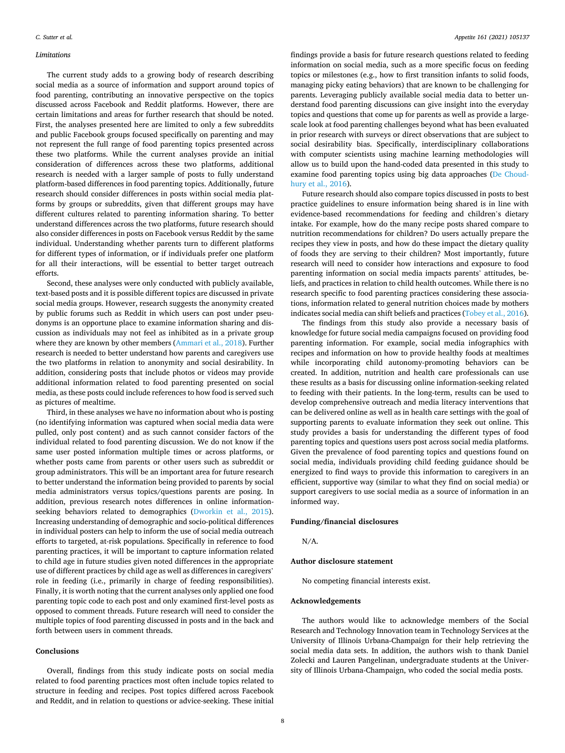### Limitations

The current study adds to a growing body of research describing social media as a source of information and support around topics of food parenting, contributing an innovative perspective on the topics discussed across Facebook and Reddit platforms. However, there are certain limitations and areas for further research that should be noted. First, the analyses presented here are limited to only a few subreddits and public Facebook groups focused specifically on parenting and may not represent the full range of food parenting topics presented across these two platforms. While the current analyses provide an initial consideration of differences across these two platforms, additional research is needed with a larger sample of posts to fully understand platform-based differences in food parenting topics. Additionally, future research should consider differences in posts within social media platforms by groups or subreddits, given that different groups may have different cultures related to parenting information sharing. To better understand differences across the two platforms, future research should also consider differences in posts on Facebook versus Reddit by the same individual. Understanding whether parents turn to different platforms for different types of information, or if individuals prefer one platform for all their interactions, will be essential to better target outreach efforts.

Second, these analyses were only conducted with publicly available, text-based posts and it is possible different topics are discussed in private social media groups. However, research suggests the anonymity created by public forums such as Reddit in which users can post under pseudonyms is an opportune place to examine information sharing and discussion as individuals may not feel as inhibited as in a private group where they are known by other members (Ammari et al., 2018). Further research is needed to better understand how parents and caregivers use the two platforms in relation to anonymity and social desirability. In addition, considering posts that include photos or videos may provide additional information related to food parenting presented on social media, as these posts could include references to how food is served such as pictures of mealtime.

Third, in these analyses we have no information about who is posting (no identifying information was captured when social media data were pulled, only post content) and as such cannot consider factors of the individual related to food parenting discussion. We do not know if the same user posted information multiple times or across platforms, or whether posts came from parents or other users such as subreddit or group administrators. This will be an important area for future research to better understand the information being provided to parents by social media administrators versus topics/questions parents are posing. In addition, previous research notes differences in online information-seeking behaviors related to demographics (Dworkin et al., 2015). Increasing understanding of demographic and socio-political differences in individual posters can help to inform the use of social media outreach efforts to targeted, at-risk populations. Specifically in reference to food parenting practices, it will be important to capture information related to child age in future studies given noted differences in the appropriate use of different practices by child age as well as differences in caregivers' role in feeding (i.e., primarily in charge of feeding responsibilities). Finally, it is worth noting that the current analyses only applied one food parenting topic code to each post and only examined first-level posts as opposed to comment threads. Future research will need to consider the multiple topics of food parenting discussed in posts and in the back and forth between users in comment threads.

## Conclusions

Overall, findings from this study indicate posts on social media related to food parenting practices most often include topics related to structure in feeding and recipes. Post topics differed across Facebook and Reddit, and in relation to questions or advice-seeking. These initial findings provide a basis for future research questions related to feeding information on social media, such as a more specific focus on feeding topics or milestones (e.g., how to first transition infants to solid foods, managing picky eating behaviors) that are known to be challenging for parents. Leveraging publicly available social media data to better understand food parenting discussions can give insight into the everyday topics and questions that come up for parents as well as provide a large-scale look at food parenting challenges beyond what has been evaluated in prior research with surveys or direct observations that are subject to social desirability bias. Specifically, interdisciplinary collaborations with computer scientists using machine learning methodologies will allow us to build upon the hand-coded data presented in this study to examine food parenting topics using big data approaches (De Choudhury et al., 2016).

Future research should also compare topics discussed in posts to best practice guidelines to ensure information being shared is in line with evidence-based recommendations for feeding and children's dietary intake. For example, how do the many recipe posts shared compare to nutrition recommendations for children? Do users actually prepare the recipes they view in posts, and how do these impact the dietary quality of foods they are serving to their children? Most importantly, future research will need to consider how interactions and exposure to food parenting information on social media impacts parents' attitudes, beliefs, and practices in relation to child health outcomes. While there is no research specific to food parenting practices considering these associations, information related to general nutrition choices made by mothers indicates social media can shift beliefs and practices (Tobey et al., 2016).

The findings from this study also provide a necessary basis of knowledge for future social media campaigns focused on providing food parenting information. For example, social media infographics with recipes and information on how to provide healthy foods at mealtimes while incorporating child autonomy-promoting behaviors can be created. In addition, nutrition and health care professionals can use these results as a basis for discussing online information-seeking related to feeding with their patients. In the long-term, results can be used to develop comprehensive outreach and media literacy interventions that can be delivered online as well as in health care settings with the goal of supporting parents to evaluate information they seek out online. This study provides a basis for understanding the different types of food parenting topics and questions users post across social media platforms. Given the prevalence of food parenting topics and questions found on social media, individuals providing child feeding guidance should be energized to find ways to provide this information to caregivers in an efficient, supportive way (similar to what they find on social media) or support caregivers to use social media as a source of information in an informed way.

## Funding/financial disclosures

N/A.

## Author disclosure statement

No competing financial interests exist.

## Acknowledgements

The authors would like to acknowledge members of the Social Research and Technology Innovation team in Technology Services at the University of Illinois Urbana-Champaign for their help retrieving the social media data sets. In addition, the authors wish to thank Daniel Zolecki and Lauren Pangelinan, undergraduate students at the University of Illinois Urbana-Champaign, who coded the social media posts.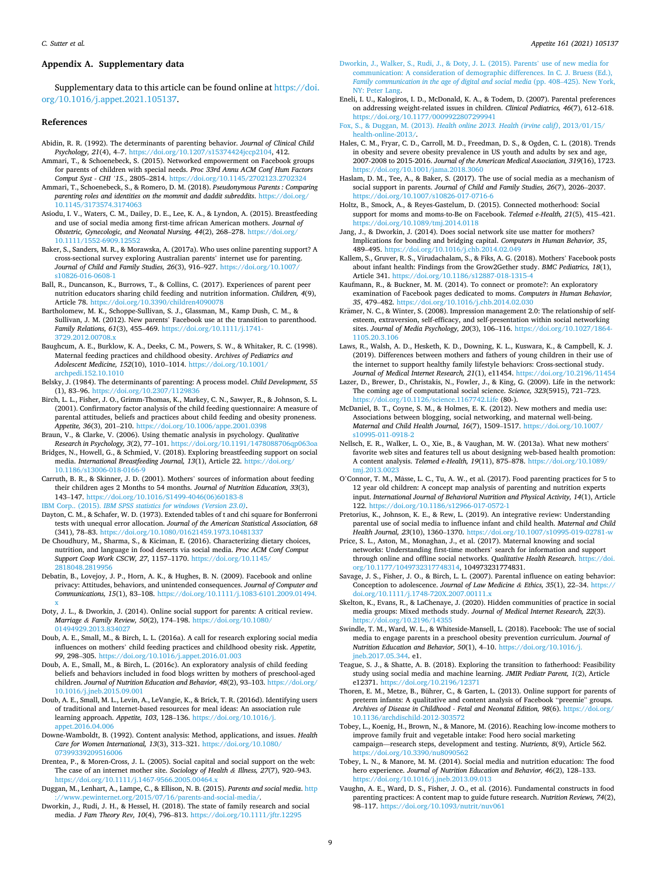## Appendix A. Supplementary data

Supplementary data to this article can be found online at https://doi.org/10.1016/j.appet.2021.105137.

## References

Abidin, R. R. (1992). The determinants of parenting behavior. *Journal of Clinical Child Psychology, 21*(4), 4–7. https://doi.org/10.1207/s15374424jccp2104, 412.

Ammari, T., & Schoenebeck, S. (2015). Networked empowerment on Facebook groups for parents of children with special needs. *Proc 33rd Annu ACM Conf Hum Factors Comput Syst - CHI '15.*, 2805–2814. https://doi.org/10.1145/2702123.2702324

Ammari, T., Schoenebeck, S., & Romero, D. M. (2018). *Pseudonymous Parents : Comparing parenting roles and identities on the mommit and daddit subreddits*. https://doi.org/10.1145/3173574.3174063

Asiodu, I. V., Waters, C. M., Dailey, D. E., Lee, K. A., & Lyndon, A. (2015). Breastfeeding and use of social media among first-time african American mothers. *Journal of Obstetric, Gynecologic, and Neonatal Nursing, 44*(2), 268–278. https://doi.org/10.1111/1552-6909.12552

Baker, S., Sanders, M. R., & Morawska, A. (2017a). Who uses online parenting support? A cross-sectional survey exploring Australian parents' internet use for parenting. *Journal of Child and Family Studies, 26*(3), 916–927. https://doi.org/10.1007/s10826-016-0608-1

Ball, R., Duncanson, K., Burrows, T., & Collins, C. (2017). Experiences of parent peer nutrition educators sharing child feeding and nutrition information. *Children, 4*(9), Article 78. https://doi.org/10.3390/children4090078

Bartholomew, M. K., Schoppe-Sullivan, S. J., Glassman, M., Kamp Dush, C. M., & Sullivan, J. M. (2012). New parents' Facebook use at the transition to parenthood. *Family Relations, 61*(3), 455–469. https://doi.org/10.1111/j.1741-3729.2012.00708.x

Baughcum, A. E., Burklow, K. A., Deeks, C. M., Powers, S. W., & Whitaker, R. C. (1998). Maternal feeding practices and childhood obesity. *Archives of Pediatrics and Adolescent Medicine, 152*(10), 1010–1014. https://doi.org/10.1001/archpedi.152.10.1010

Belsky, J. (1984). The determinants of parenting: A process model. *Child Development, 55* (1), 83–96. https://doi.org/10.2307/1129836

Birch, L. L., Fisher, J. O., Grimm-Thomas, K., Markey, C. N., Sawyer, R., & Johnson, S. L. (2001). Confirmatory factor analysis of the child feeding questionnaire: A measure of parental attitudes, beliefs and practices about child feeding and obesity proneness. *Appetite, 36*(3), 201–210. https://doi.org/10.1006/appe.2001.0398

Braun, V., & Clarke, V. (2006). Using thematic analysis in psychology. *Qualitative Research in Psychology, 3*(2), 77–101. https://doi.org/10.1191/1478088706qp063oa

Bridges, N., Howell, G., & Schmied, V. (2018). Exploring breastfeeding support on social media. *International Breastfeeding Journal, 13*(1), Article 22. https://doi.org/10.1186/s13006-018-0166-9

Carruth, B. R., & Skinner, J. D. (2001). Mothers' sources of information about feeding their children ages 2 Months to 54 months. *Journal of Nutrition Education, 33*(3), 143–147. https://doi.org/10.1016/S1499-4046(06)60183-8

IBM Corp.. (2015). *IBM SPSS statistics for windows (Version 23.0)*.

Dayton, C. M., & Schafer, W. D. (1973). Extended tables of t and chi square for Bonferroni tests with unequal error allocation. *Journal of the American Statistical Association, 68* (341), 78–83. https://doi.org/10.1080/01621459.1973.10481337

De Choudhury, M., Sharma, S., & Kiciman, E. (2016). Characterizing dietary choices, nutrition, and language in food deserts via social media. *Proc ACM Conf Comput Support Coop Work CSCW, 27*, 1157–1170. https://doi.org/10.1145/2818048.2819956

Debatin, B., Lovejoy, J. P., Horn, A. K., & Hughes, B. N. (2009). Facebook and online privacy: Attitudes, behaviors, and unintended consequences. *Journal of Computer and Communications, 15*(1), 83–108. https://doi.org/10.1111/j.1083-6101.2009.01494.x

Doty, J. L., & Dworkin, J. (2014). Online social support for parents: A critical review. *Marriage & Family Review, 50*(2), 174–198. https://doi.org/10.1080/01494929.2013.834027

Doub, A. E., Small, M., & Birch, L. L. (2016a). A call for research exploring social media influences on mothers' child feeding practices and childhood obesity risk. *Appetite, 99*, 298–305. https://doi.org/10.1016/j.appet.2016.01.003

Doub, A. E., Small, M., & Birch, L. (2016c). An exploratory analysis of child feeding beliefs and behaviors included in food blogs written by mothers of preschool-aged children. *Journal of Nutrition Education and Behavior, 48*(2), 93–103. https://doi.org/10.1016/j.jneb.2015.09.001

Doub, A. E., Small, M. L., Levin, A., LeVangie, K., & Brick, T. R. (2016d). Identifying users of traditional and Internet-based resources for meal ideas: An association rule learning approach. *Appetite, 103*, 128–136. https://doi.org/10.1016/j.appet.2016.04.006

Downe-Wamboldt, B. (1992). Content analysis: Method, applications, and issues. *Health Care for Women International, 13*(3), 313–321. https://doi.org/10.1080/07399339209516006

Drentea, P., & Moren-Cross, J. L. (2005). Social capital and social support on the web: The case of an internet mother site. *Sociology of Health & Illness, 27*(7), 920–943. https://doi.org/10.1111/j.1467-9566.2005.00464.x

Duggan, M., Lenhart, A., Lampe, C., & Ellison, N. B. (2015). *Parents and social media*. http://www.pewinternet.org/2015/07/16/parents-and-social-media/.

Dworkin, J., Rudi, J. H., & Hessel, H. (2018). The state of family research and social media. *J Fam Theory Rev, 10*(4), 796–813. https://doi.org/10.1111/jftr.12295

Dworkin, J., Walker, S., Rudi, J., & Doty, J. L. (2015). Parents' use of new media for communication: A consideration of demographic differences. In C. J. Bruess (Ed.), *Family communication in the age of digital and social media* (pp. 408–425). New York, NY: Peter Lang.

Eneli, I. U., Kalogiros, I. D., McDonald, K. A., & Todem, D. (2007). Parental preferences on addressing weight-related issues in children. *Clinical Pediatrics, 46*(7), 612–618. https://doi.org/10.1177/0009922807299941

Fox, S., & Duggan, M. (2013). *Health online 2013. Health (irvine calif)*, 2013/01/15/health-online-2013/.

Hales, C. M., Fryar, C. D., Carroll, M. D., Freedman, D. S., & Ogden, C. L. (2018). Trends in obesity and severe obesity prevalence in US youth and adults by sex and age, 2007-2008 to 2015-2016. *Journal of the American Medical Association, 319*(16), 1723. https://doi.org/10.1001/jama.2018.3060

Haslam, D. M., Tee, A., & Baker, S. (2017). The use of social media as a mechanism of social support in parents. *Journal of Child and Family Studies, 26*(7), 2026–2037. https://doi.org/10.1007/s10826-017-0716-6

Holtz, B., Smock, A., & Reyes-Gastelum, D. (2015). Connected motherhood: Social support for moms and moms-to-Be on Facebook. *Telemed e-Health, 21*(5), 415–421. https://doi.org/10.1089/tmj.2014.0118

Jang, J., & Dworkin, J. (2014). Does social network site use matter for mothers? Implications for bonding and bridging capital. *Computers in Human Behavior, 35*, 489–495. https://doi.org/10.1016/j.chb.2014.02.049

Kallem, S., Gruver, R. S., Virudachalam, S., & Fiks, A. G. (2018). Mothers' Facebook posts about infant health: Findings from the Grow2Gether study. *BMC Pediatrics, 18*(1), Article 341. https://doi.org/10.1186/s12887-018-1315-4

Kaufmann, R., & Buckner, M. M. (2014). To connect or promote?: An exploratory examination of Facebook pages dedicated to moms. *Computers in Human Behavior, 35*, 479–482. https://doi.org/10.1016/j.chb.2014.02.030

Krämer, N. C., & Winter, S. (2008). Impression management 2.0: The relationship of self-esteem, extraversion, self-efficacy, and self-presentation within social networking sites. *Journal of Media Psychology, 20*(3), 106–116. https://doi.org/10.1027/1864-1105.20.3.106

Laws, R., Walsh, A. D., Hesketh, K. D., Downing, K. L., Kuswara, K., & Campbell, K. J. (2019). Differences between mothers and fathers of young children in their use of the internet to support healthy family lifestyle behaviors: Cross-sectional study. *Journal of Medical Internet Research, 21*(1), e11454. https://doi.org/10.2196/11454

Lazer, D., Brewer, D., Christakis, N., Fowler, J., & King, G. (2009). Life in the network: The coming age of computational social science. *Science, 323*(5915), 721–723. https://doi.org/10.1126/science.1167742.Life (80-).

McDaniel, B. T., Coyne, S. M., & Holmes, E. K. (2012). New mothers and media use: Associations between blogging, social networking, and maternal well-being. *Maternal and Child Health Journal, 16*(7), 1509–1517. https://doi.org/10.1007/s10995-011-0918-2

Nellsch, E. R., Walker, L. O., Xie, B., & Vaughan, M. W. (2013a). What new mothers' favorite web sites and features tell us about designing web-based health promotion: A content analysis. *Telemed e-Health, 19*(11), 875–878. https://doi.org/10.1089/tmj.2013.0023

O'Connor, T. M., Mâsse, L. C., Tu, A. W., et al. (2017). Food parenting practices for 5 to 12 year old children: A concept map analysis of parenting and nutrition experts input. *International Journal of Behavioral Nutrition and Physical Activity, 14*(1), Article 122. https://doi.org/10.1186/s12966-017-0572-1

Pretorius, K., Johnson, K. E., & Rew, L. (2019). An integrative review: Understanding parental use of social media to influence infant and child health. *Maternal and Child Health Journal, 23*(10), 1360–1370. https://doi.org/10.1007/s10995-019-02781-w

Price, S. L., Aston, M., Monaghan, J., et al. (2017). Maternal knowing and social networks: Understanding first-time mothers' search for information and support through online and offline social networks. *Qualitative Health Research*. https://doi.org/10.1177/1049732317748314, 104973231774831.

Savage, J. S., Fisher, J. O., & Birch, L. L. (2007). Parental influence on eating behavior: Conception to adolescence. *Journal of Law Medicine & Ethics, 35*(1), 22–34. https://doi.org/10.1111/j.1748-720X.2007.00111.x

Skelton, K., Evans, R., & LaChenaye, J. (2020). Hidden communities of practice in social media groups: Mixed methods study. *Journal of Medical Internet Research, 22*(3). https://doi.org/10.2196/14355

Swindle, T. M., Ward, W. L., & Whiteside-Mansell, L. (2018). Facebook: The use of social media to engage parents in a preschool obesity prevention curriculum. *Journal of Nutrition Education and Behavior, 50*(1), 4–10. https://doi.org/10.1016/j.jneb.2017.05.344. e1.

Teague, S. J., & Shatte, A. B. (2018). Exploring the transition to fatherhood: Feasibility study using social media and machine learning. *JMIR Pediatr Parent, 1*(2), Article e12371. https://doi.org/10.2196/12371

Thoren, E. M., Metze, B., Bührer, C., & Garten, L. (2013). Online support for parents of preterm infants: A qualitative and content analysis of Facebook "preemie" groups. *Archives of Disease in Childhood - Fetal and Neonatal Edition, 98*(6). https://doi.org/10.1136/archdischild-2012-303572

Tobey, L., Koenig, H., Brown, N., & Manore, M. (2016). Reaching low-income mothers to improve family fruit and vegetable intake: Food hero social marketing campaign—research steps, development and testing. *Nutrients, 8*(9), Article 562. https://doi.org/10.3390/nu8090562

Tobey, L. N., & Manore, M. M. (2014). Social media and nutrition education: The food hero experience. *Journal of Nutrition Education and Behavior, 46*(2), 128–133. https://doi.org/10.1016/j.jneb.2013.09.013

Vaughn, A. E., Ward, D. S., Fisher, J. O., et al. (2016). Fundamental constructs in food parenting practices: A content map to guide future research. *Nutrition Reviews, 74*(2), 98–117. https://doi.org/10.1093/nutrit/nuv061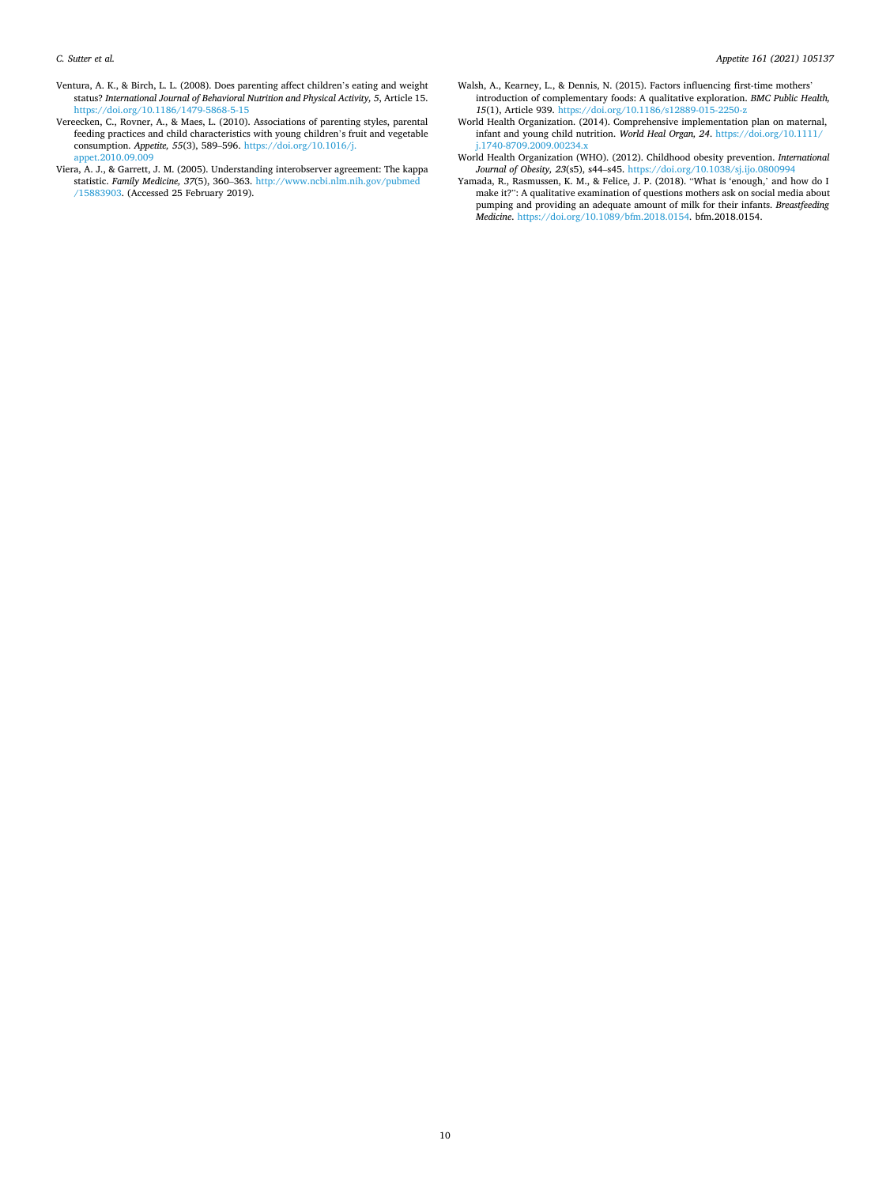Ventura, A. K., & Birch, L. L. (2008). Does parenting affect children's eating and weight status? *International Journal of Behavioral Nutrition and Physical Activity, 5*, Article 15. https://doi.org/10.1186/1479-5868-5-15

Vereecken, C., Rovner, A., & Maes, L. (2010). Associations of parenting styles, parental feeding practices and child characteristics with young children's fruit and vegetable consumption. *Appetite, 55*(3), 589–596. https://doi.org/10.1016/j.appet.2010.09.009

Viera, A. J., & Garrett, J. M. (2005). Understanding interobserver agreement: The kappa statistic. *Family Medicine, 37*(5), 360–363. http://www.ncbi.nlm.nih.gov/pubmed/15883903. (Accessed 25 February 2019).

Walsh, A., Kearney, L., & Dennis, N. (2015). Factors influencing first-time mothers' introduction of complementary foods: A qualitative exploration. *BMC Public Health, 15*(1), Article 939. https://doi.org/10.1186/s12889-015-2250-z

World Health Organization. (2014). Comprehensive implementation plan on maternal, infant and young child nutrition. *World Heal Organ, 24*. https://doi.org/10.1111/j.1740-8709.2009.00234.x

World Health Organization (WHO). (2012). Childhood obesity prevention. *International Journal of Obesity, 23*(s5), s44–s45. https://doi.org/10.1038/sj.ijo.0800994

Yamada, R., Rasmussen, K. M., & Felice, J. P. (2018). "What is 'enough,' and how do I make it?": A qualitative examination of questions mothers ask on social media about pumping and providing an adequate amount of milk for their infants. *Breastfeeding Medicine*. https://doi.org/10.1089/bfm.2018.0154. bfm.2018.0154.